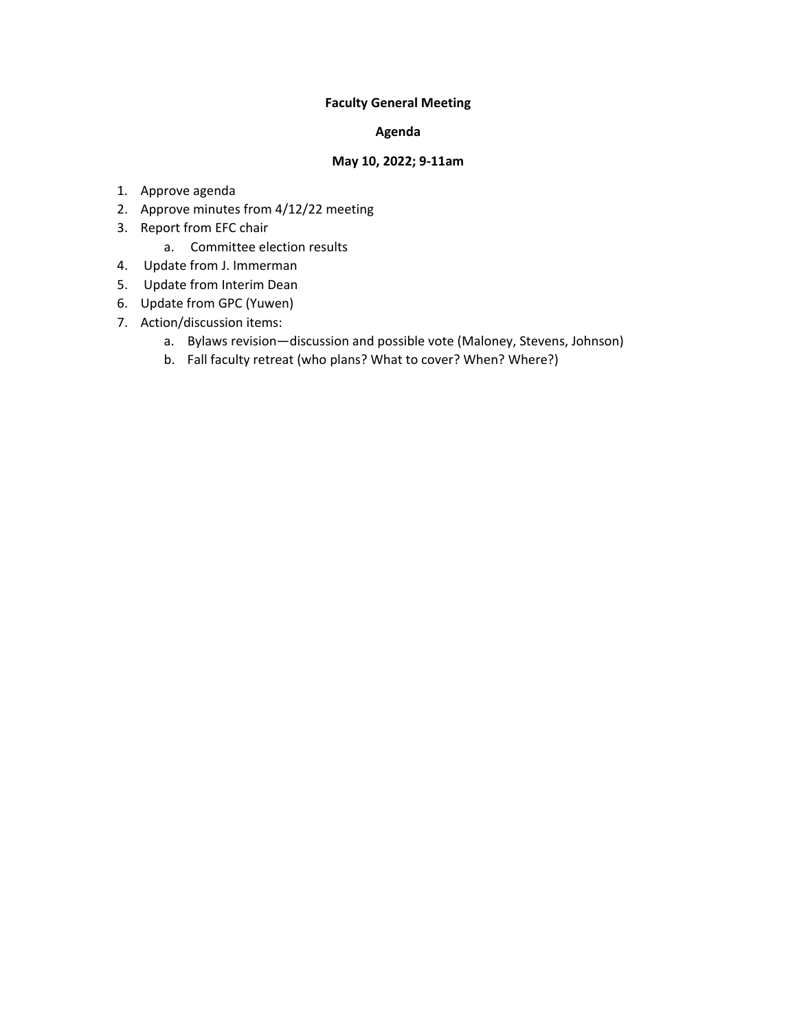**Faculty General Meeting**

**Agenda**

**May 10, 2022; 9-11am**

1. Approve agenda
2. Approve minutes from 4/12/22 meeting
3. Report from EFC chair
   a. Committee election results
4. Update from J. Immerman
5. Update from Interim Dean
6. Update from GPC (Yuwen)
7. Action/discussion items:
   a. Bylaws revision—discussion and possible vote (Maloney, Stevens, Johnson)
   b. Fall faculty retreat (who plans? What to cover? When? Where?)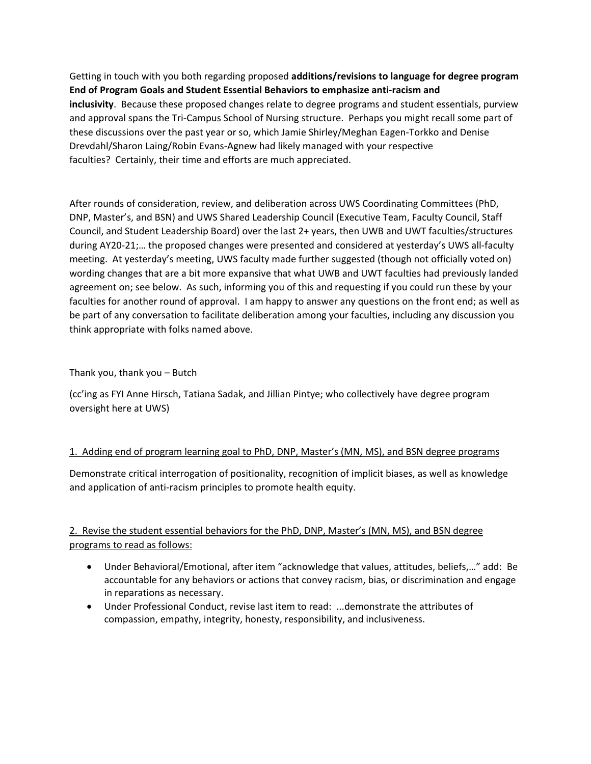Getting in touch with you both regarding proposed **additions/revisions to language for degree program End of Program Goals and Student Essential Behaviors to emphasize anti-racism and inclusivity**. Because these proposed changes relate to degree programs and student essentials, purview and approval spans the Tri-Campus School of Nursing structure. Perhaps you might recall some part of these discussions over the past year or so, which Jamie Shirley/Meghan Eagen-Torkko and Denise Drevdahl/Sharon Laing/Robin Evans-Agnew had likely managed with your respective faculties? Certainly, their time and efforts are much appreciated.

After rounds of consideration, review, and deliberation across UWS Coordinating Committees (PhD, DNP, Master's, and BSN) and UWS Shared Leadership Council (Executive Team, Faculty Council, Staff Council, and Student Leadership Board) over the last 2+ years, then UWB and UWT faculties/structures during AY20-21;… the proposed changes were presented and considered at yesterday's UWS all-faculty meeting. At yesterday's meeting, UWS faculty made further suggested (though not officially voted on) wording changes that are a bit more expansive that what UWB and UWT faculties had previously landed agreement on; see below. As such, informing you of this and requesting if you could run these by your faculties for another round of approval. I am happy to answer any questions on the front end; as well as be part of any conversation to facilitate deliberation among your faculties, including any discussion you think appropriate with folks named above.

Thank you, thank you – Butch

(cc'ing as FYI Anne Hirsch, Tatiana Sadak, and Jillian Pintye; who collectively have degree program oversight here at UWS)

<u>1. Adding end of program learning goal to PhD, DNP, Master's (MN, MS), and BSN degree programs</u>

Demonstrate critical interrogation of positionality, recognition of implicit biases, as well as knowledge and application of anti-racism principles to promote health equity.

<u>2. Revise the student essential behaviors for the PhD, DNP, Master's (MN, MS), and BSN degree programs to read as follows:</u>

- Under Behavioral/Emotional, after item "acknowledge that values, attitudes, beliefs,…" add: Be accountable for any behaviors or actions that convey racism, bias, or discrimination and engage in reparations as necessary.
- Under Professional Conduct, revise last item to read: ...demonstrate the attributes of compassion, empathy, integrity, honesty, responsibility, and inclusiveness.